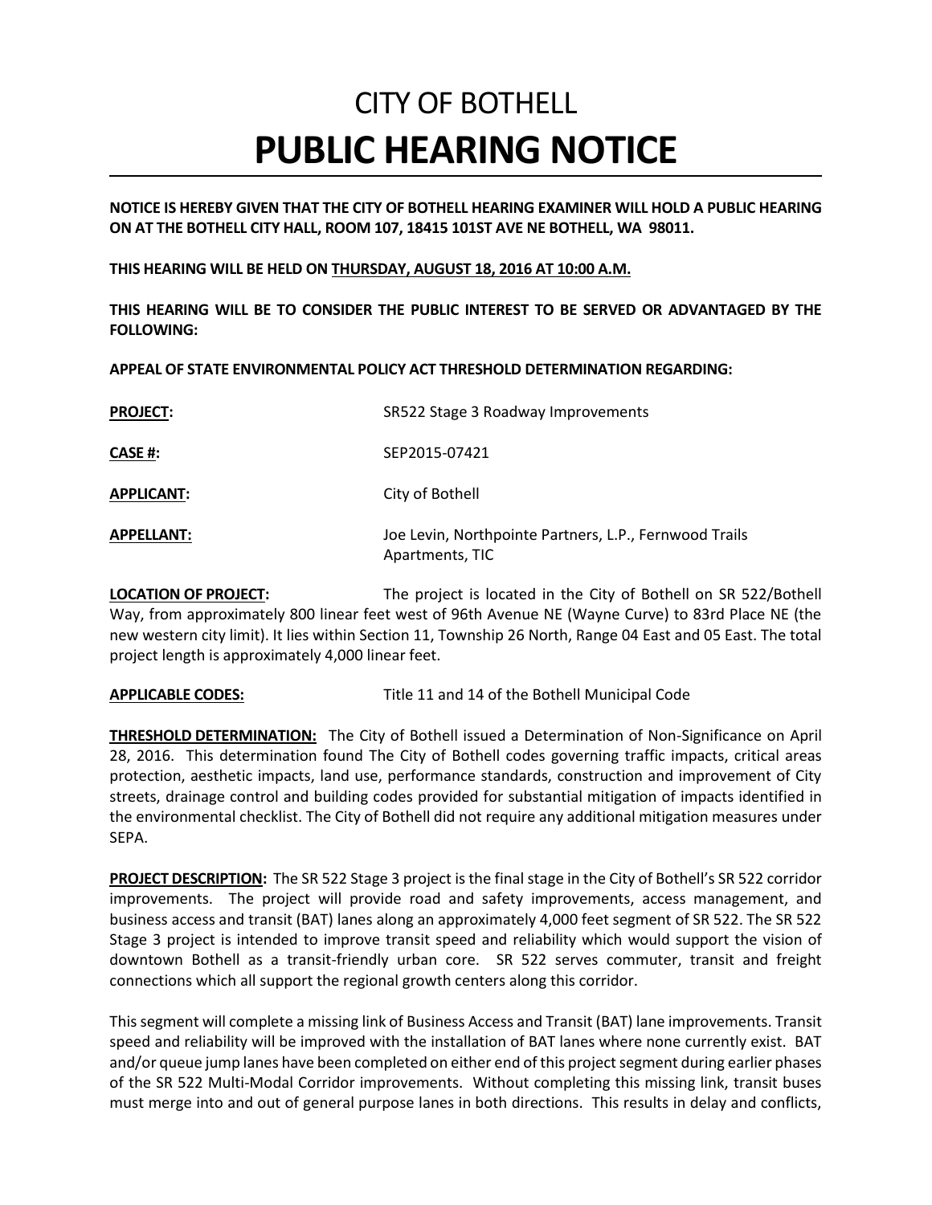# CITY OF BOTHELL

# PUBLIC HEARING NOTICE

**NOTICE IS HEREBY GIVEN THAT THE CITY OF BOTHELL HEARING EXAMINER WILL HOLD A PUBLIC HEARING ON AT THE BOTHELL CITY HALL, ROOM 107, 18415 101ST AVE NE BOTHELL, WA 98011.**

**THIS HEARING WILL BE HELD ON <u>THURSDAY, AUGUST 18, 2016 AT 10:00 A.M.</u>**

**THIS HEARING WILL BE TO CONSIDER THE PUBLIC INTEREST TO BE SERVED OR ADVANTAGED BY THE FOLLOWING:**

**APPEAL OF STATE ENVIRONMENTAL POLICY ACT THRESHOLD DETERMINATION REGARDING:**

**<u>PROJECT</u>:** SR522 Stage 3 Roadway Improvements

**<u>CASE #</u>:** SEP2015-07421

**<u>APPLICANT</u>:** City of Bothell

**<u>APPELLANT:</u>** Joe Levin, Northpointe Partners, L.P., Fernwood Trails Apartments, TIC

**<u>LOCATION OF PROJECT</u>:** The project is located in the City of Bothell on SR 522/Bothell Way, from approximately 800 linear feet west of 96th Avenue NE (Wayne Curve) to 83rd Place NE (the new western city limit). It lies within Section 11, Township 26 North, Range 04 East and 05 East. The total project length is approximately 4,000 linear feet.

**<u>APPLICABLE CODES:</u>** Title 11 and 14 of the Bothell Municipal Code

**<u>THRESHOLD DETERMINATION:</u>** The City of Bothell issued a Determination of Non-Significance on April 28, 2016. This determination found The City of Bothell codes governing traffic impacts, critical areas protection, aesthetic impacts, land use, performance standards, construction and improvement of City streets, drainage control and building codes provided for substantial mitigation of impacts identified in the environmental checklist. The City of Bothell did not require any additional mitigation measures under SEPA.

**<u>PROJECT DESCRIPTION</u>:** The SR 522 Stage 3 project is the final stage in the City of Bothell's SR 522 corridor improvements. The project will provide road and safety improvements, access management, and business access and transit (BAT) lanes along an approximately 4,000 feet segment of SR 522. The SR 522 Stage 3 project is intended to improve transit speed and reliability which would support the vision of downtown Bothell as a transit-friendly urban core. SR 522 serves commuter, transit and freight connections which all support the regional growth centers along this corridor.

This segment will complete a missing link of Business Access and Transit (BAT) lane improvements. Transit speed and reliability will be improved with the installation of BAT lanes where none currently exist. BAT and/or queue jump lanes have been completed on either end of this project segment during earlier phases of the SR 522 Multi-Modal Corridor improvements. Without completing this missing link, transit buses must merge into and out of general purpose lanes in both directions. This results in delay and conflicts,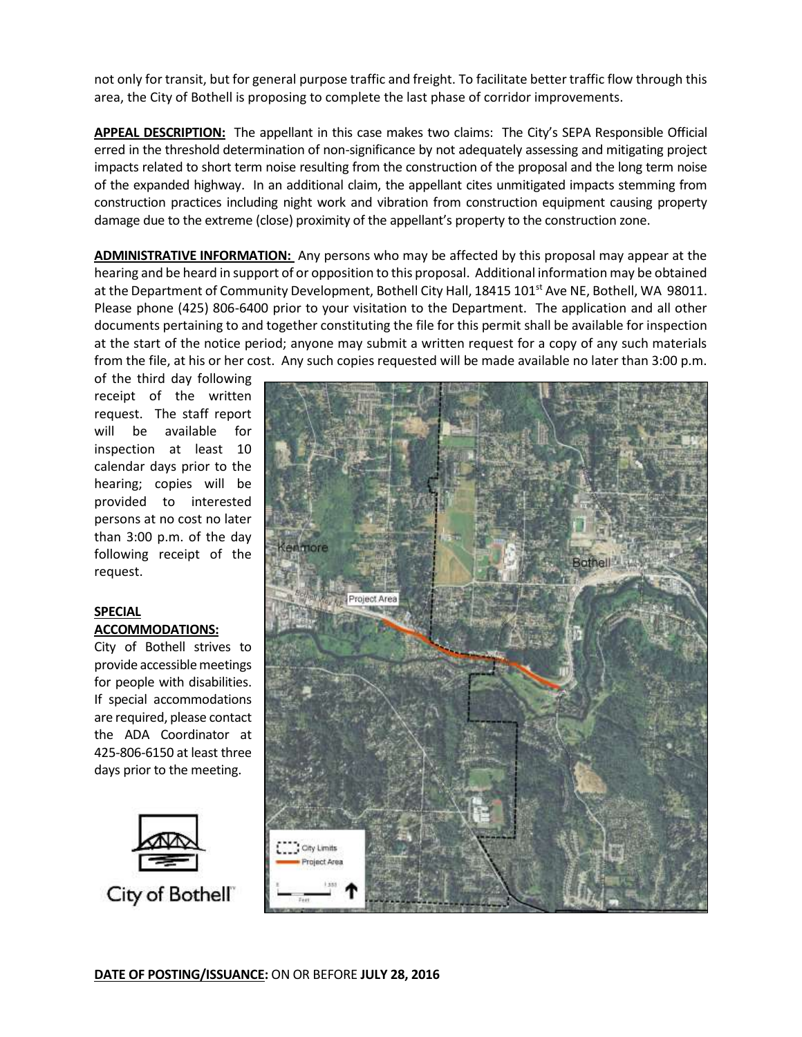not only for transit, but for general purpose traffic and freight. To facilitate better traffic flow through this area, the City of Bothell is proposing to complete the last phase of corridor improvements.

**APPEAL DESCRIPTION:** The appellant in this case makes two claims: The City's SEPA Responsible Official erred in the threshold determination of non-significance by not adequately assessing and mitigating project impacts related to short term noise resulting from the construction of the proposal and the long term noise of the expanded highway. In an additional claim, the appellant cites unmitigated impacts stemming from construction practices including night work and vibration from construction equipment causing property damage due to the extreme (close) proximity of the appellant's property to the construction zone.

**ADMINISTRATIVE INFORMATION:** Any persons who may be affected by this proposal may appear at the hearing and be heard in support of or opposition to this proposal. Additional information may be obtained at the Department of Community Development, Bothell City Hall, 18415 101st Ave NE, Bothell, WA 98011. Please phone (425) 806-6400 prior to your visitation to the Department. The application and all other documents pertaining to and together constituting the file for this permit shall be available for inspection at the start of the notice period; anyone may submit a written request for a copy of any such materials from the file, at his or her cost. Any such copies requested will be made available no later than 3:00 p.m. of the third day following receipt of the written request. The staff report will be available for inspection at least 10 calendar days prior to the hearing; copies will be provided to interested persons at no cost no later than 3:00 p.m. of the day following receipt of the request.

**SPECIAL ACCOMMODATIONS:**
City of Bothell strives to provide accessible meetings for people with disabilities. If special accommodations are required, please contact the ADA Coordinator at 425-806-6150 at least three days prior to the meeting.

City of Bothell

Kenmore
Bothell
Project Area
City Limits
Project Area

**DATE OF POSTING/ISSUANCE:** ON OR BEFORE **JULY 28, 2016**